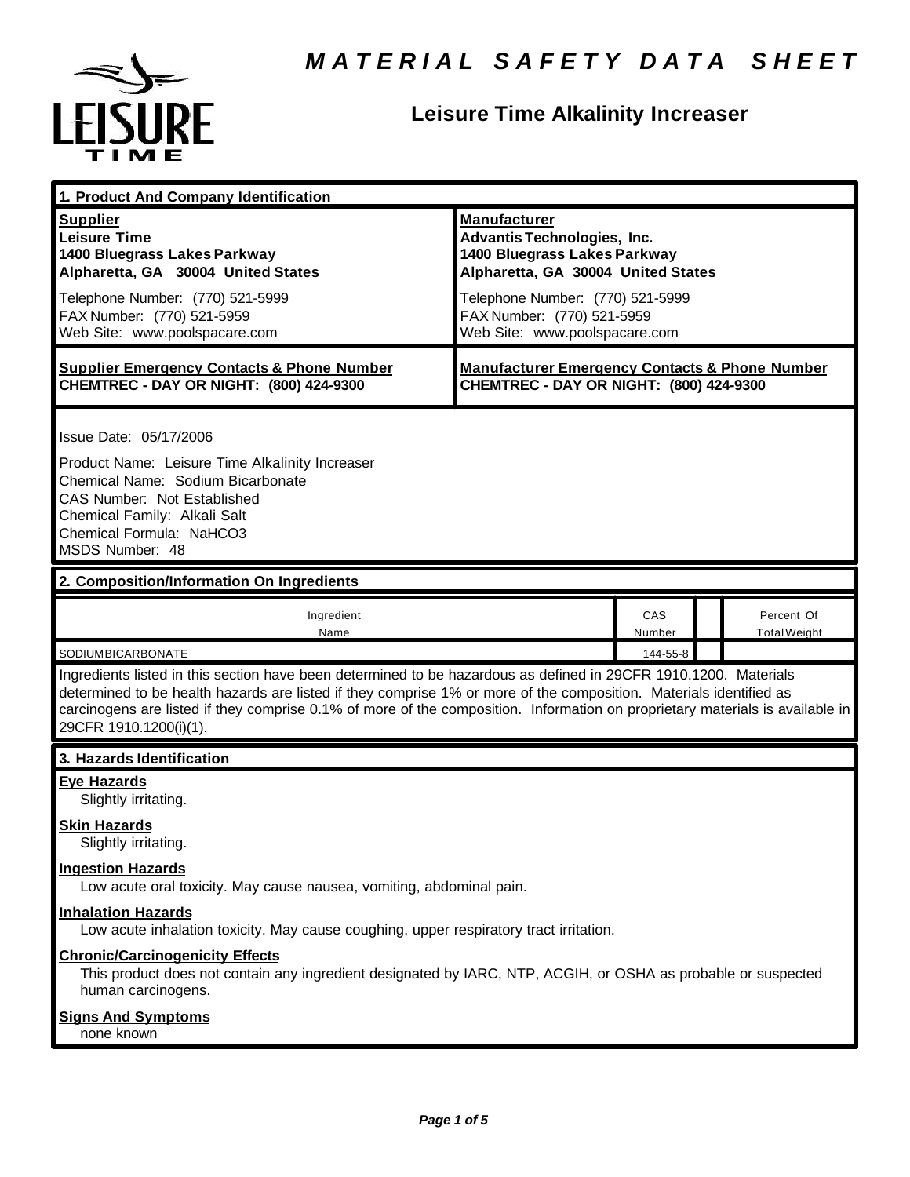# MATERIAL SAFETY DATA SHEET

## Leisure Time Alkalinity Increaser

### 1. Product And Company Identification

**Supplier**
**Leisure Time**
**1400 Bluegrass Lakes Parkway**
**Alpharetta, GA 30004 United States**

Telephone Number: (770) 521-5999
FAX Number: (770) 521-5959
Web Site: www.poolspacare.com

**Manufacturer**
**Advantis Technologies, Inc.**
**1400 Bluegrass Lakes Parkway**
**Alpharetta, GA 30004 United States**

Telephone Number: (770) 521-5999
FAX Number: (770) 521-5959
Web Site: www.poolspacare.com

**Supplier Emergency Contacts & Phone Number**
**CHEMTREC - DAY OR NIGHT: (800) 424-9300**

**Manufacturer Emergency Contacts & Phone Number**
**CHEMTREC - DAY OR NIGHT: (800) 424-9300**

Issue Date: 05/17/2006

Product Name: Leisure Time Alkalinity Increaser
Chemical Name: Sodium Bicarbonate
CAS Number: Not Established
Chemical Family: Alkali Salt
Chemical Formula: $NaHCO_3$
MSDS Number: 48

### 2. Composition/Information On Ingredients

| Ingredient Name | CAS Number | | Percent Of Total Weight |
|---|---|---|---|
| SODIUMBICARBONATE | 144-55-8 | | |

Ingredients listed in this section have been determined to be hazardous as defined in 29CFR 1910.1200. Materials determined to be health hazards are listed if they comprise 1% or more of the composition. Materials identified as carcinogens are listed if they comprise 0.1% of more of the composition. Information on proprietary materials is available in 29CFR 1910.1200(i)(1).

### 3. Hazards Identification

**Eye Hazards**
Slightly irritating.

**Skin Hazards**
Slightly irritating.

**Ingestion Hazards**
Low acute oral toxicity. May cause nausea, vomiting, abdominal pain.

**Inhalation Hazards**
Low acute inhalation toxicity. May cause coughing, upper respiratory tract irritation.

**Chronic/Carcinogenicity Effects**
This product does not contain any ingredient designated by IARC, NTP, ACGIH, or OSHA as probable or suspected human carcinogens.

**Signs And Symptoms**
none known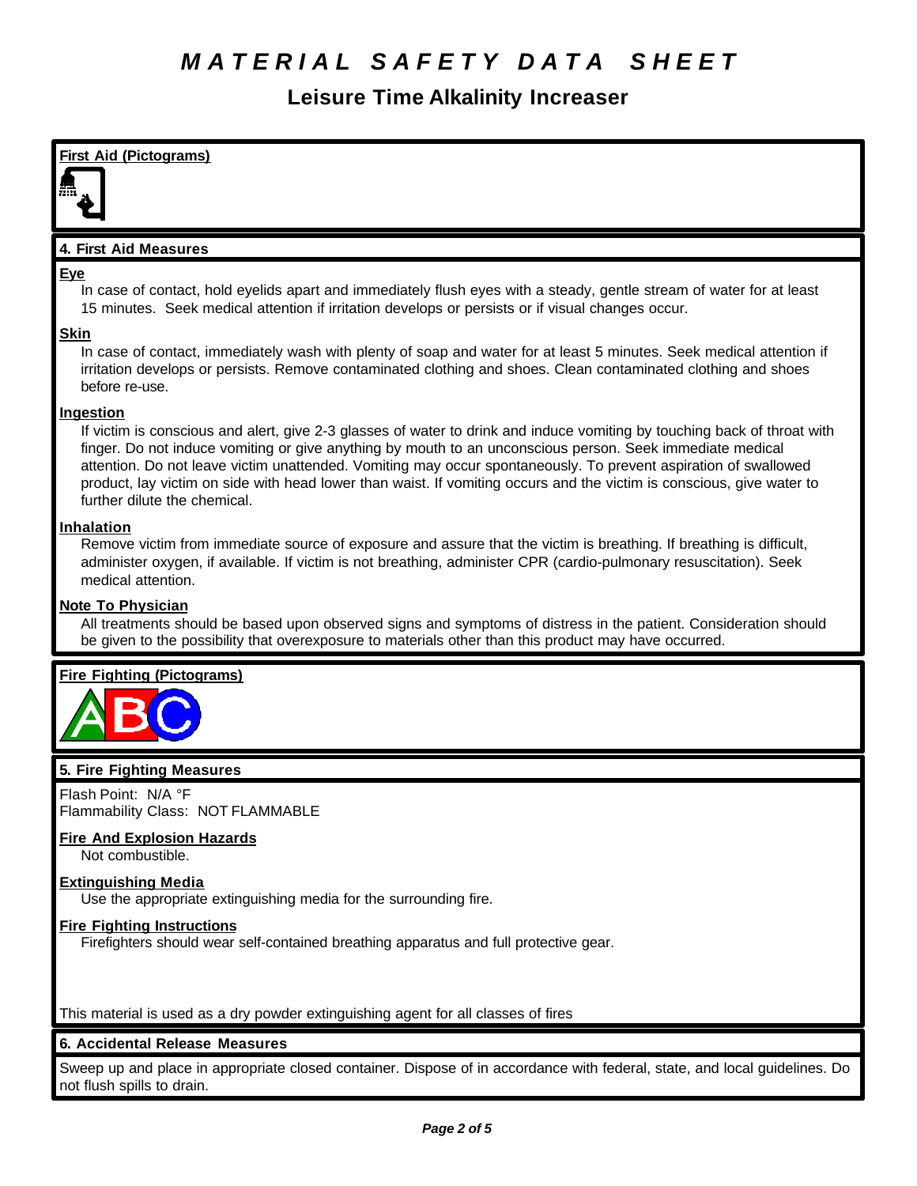# MATERIAL SAFETY DATA SHEET

## Leisure Time Alkalinity Increaser

**First Aid (Pictograms)**

### 4. First Aid Measures

**Eye**

In case of contact, hold eyelids apart and immediately flush eyes with a steady, gentle stream of water for at least 15 minutes. Seek medical attention if irritation develops or persists or if visual changes occur.

**Skin**

In case of contact, immediately wash with plenty of soap and water for at least 5 minutes. Seek medical attention if irritation develops or persists. Remove contaminated clothing and shoes. Clean contaminated clothing and shoes before re-use.

**Ingestion**

If victim is conscious and alert, give 2-3 glasses of water to drink and induce vomiting by touching back of throat with finger. Do not induce vomiting or give anything by mouth to an unconscious person. Seek immediate medical attention. Do not leave victim unattended. Vomiting may occur spontaneously. To prevent aspiration of swallowed product, lay victim on side with head lower than waist. If vomiting occurs and the victim is conscious, give water to further dilute the chemical.

**Inhalation**

Remove victim from immediate source of exposure and assure that the victim is breathing. If breathing is difficult, administer oxygen, if available. If victim is not breathing, administer CPR (cardio-pulmonary resuscitation). Seek medical attention.

**Note To Physician**

All treatments should be based upon observed signs and symptoms of distress in the patient. Consideration should be given to the possibility that overexposure to materials other than this product may have occurred.

**Fire Fighting (Pictograms)**

### 5. Fire Fighting Measures

Flash Point: N/A °F
Flammability Class: NOT FLAMMABLE

**Fire And Explosion Hazards**

Not combustible.

**Extinguishing Media**

Use the appropriate extinguishing media for the surrounding fire.

**Fire Fighting Instructions**

Firefighters should wear self-contained breathing apparatus and full protective gear.

This material is used as a dry powder extinguishing agent for all classes of fires

### 6. Accidental Release Measures

Sweep up and place in appropriate closed container. Dispose of in accordance with federal, state, and local guidelines. Do not flush spills to drain.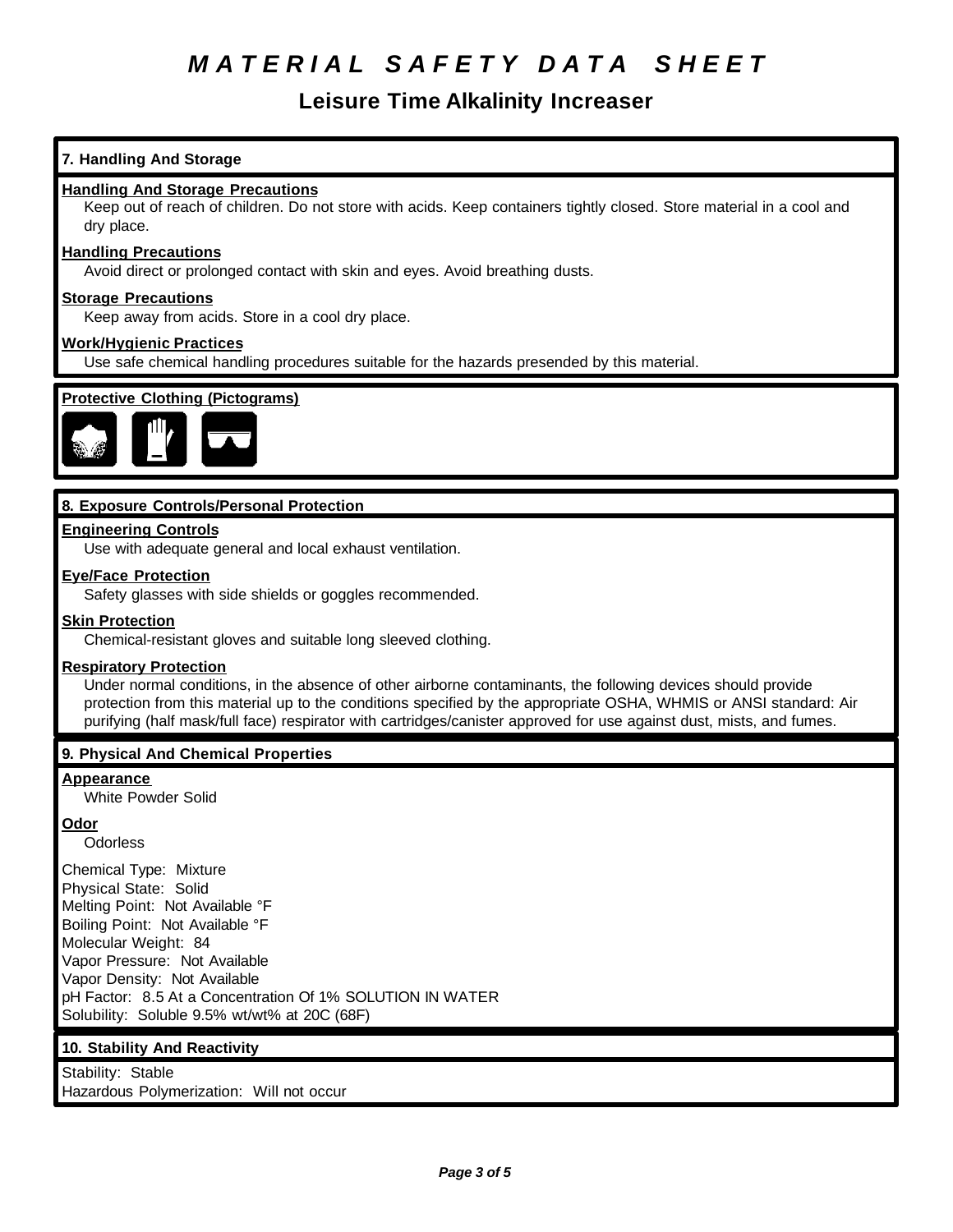# MATERIAL SAFETY DATA SHEET

## Leisure Time Alkalinity Increaser

### 7. Handling And Storage

**Handling And Storage Precautions**

Keep out of reach of children. Do not store with acids. Keep containers tightly closed. Store material in a cool and dry place.

**Handling Precautions**

Avoid direct or prolonged contact with skin and eyes. Avoid breathing dusts.

**Storage Precautions**

Keep away from acids. Store in a cool dry place.

**Work/Hygienic Practices**

Use safe chemical handling procedures suitable for the hazards presended by this material.

**Protective Clothing (Pictograms)**

### 8. Exposure Controls/Personal Protection

**Engineering Controls**

Use with adequate general and local exhaust ventilation.

**Eye/Face Protection**

Safety glasses with side shields or goggles recommended.

**Skin Protection**

Chemical-resistant gloves and suitable long sleeved clothing.

**Respiratory Protection**

Under normal conditions, in the absence of other airborne contaminants, the following devices should provide protection from this material up to the conditions specified by the appropriate OSHA, WHMIS or ANSI standard: Air purifying (half mask/full face) respirator with cartridges/canister approved for use against dust, mists, and fumes.

### 9. Physical And Chemical Properties

**Appearance**

White Powder Solid

**Odor**

Odorless

Chemical Type: Mixture
Physical State: Solid
Melting Point: Not Available °F
Boiling Point: Not Available °F
Molecular Weight: 84
Vapor Pressure: Not Available
Vapor Density: Not Available
pH Factor: 8.5 At a Concentration Of 1% SOLUTION IN WATER
Solubility: Soluble 9.5% wt/wt% at 20C (68F)

### 10. Stability And Reactivity

Stability: Stable
Hazardous Polymerization: Will not occur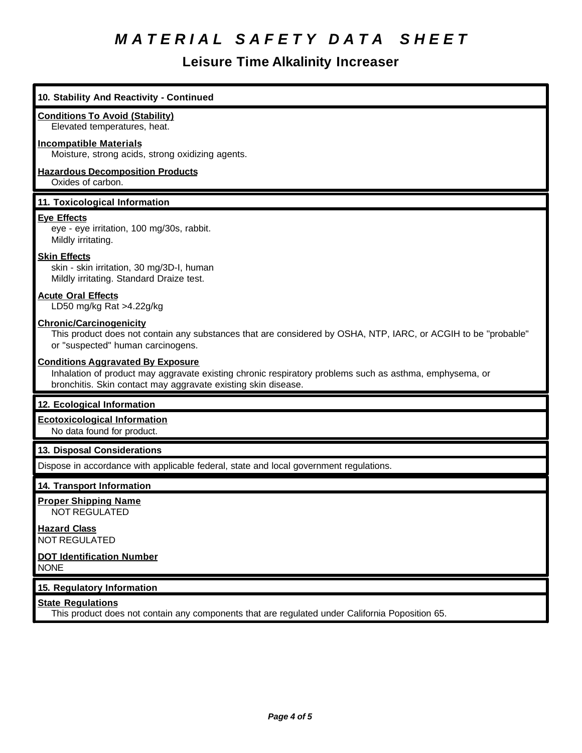# MATERIAL SAFETY DATA SHEET

## Leisure Time Alkalinity Increaser

### 10. Stability And Reactivity - Continued

**Conditions To Avoid (Stability)**
Elevated temperatures, heat.

**Incompatible Materials**
Moisture, strong acids, strong oxidizing agents.

**Hazardous Decomposition Products**
Oxides of carbon.

### 11. Toxicological Information

**Eye Effects**
eye - eye irritation, 100 mg/30s, rabbit.
Mildly irritating.

**Skin Effects**
skin - skin irritation, 30 mg/3D-I, human
Mildly irritating. Standard Draize test.

**Acute Oral Effects**
LD50 mg/kg Rat >4.22g/kg

**Chronic/Carcinogenicity**
This product does not contain any substances that are considered by OSHA, NTP, IARC, or ACGIH to be "probable" or "suspected" human carcinogens.

**Conditions Aggravated By Exposure**
Inhalation of product may aggravate existing chronic respiratory problems such as asthma, emphysema, or bronchitis. Skin contact may aggravate existing skin disease.

### 12. Ecological Information

**Ecotoxicological Information**
No data found for product.

### 13. Disposal Considerations

Dispose in accordance with applicable federal, state and local government regulations.

### 14. Transport Information

**Proper Shipping Name**
NOT REGULATED

**Hazard Class**
NOT REGULATED

**DOT Identification Number**
NONE

### 15. Regulatory Information

**State Regulations**
This product does not contain any components that are regulated under California Poposition 65.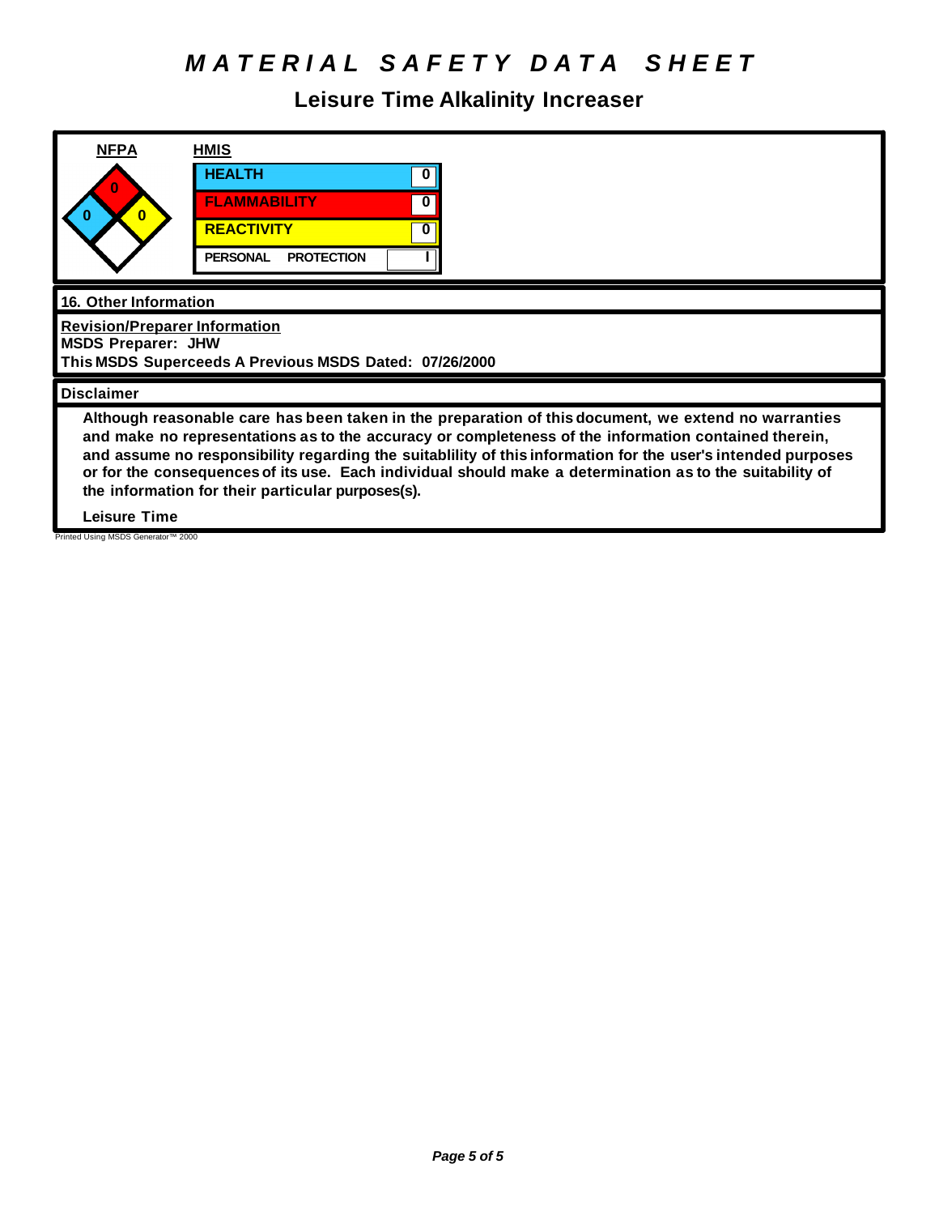# MATERIAL SAFETY DATA SHEET

## Leisure Time Alkalinity Increaser

**NFPA**

0
0 0

**HMIS**

| | |
|---|---|
| HEALTH | 0 |
| FLAMMABILITY | 0 |
| REACTIVITY | 0 |
| PERSONAL PROTECTION | I |

### 16. Other Information

**Revision/Preparer Information**
**MSDS Preparer: JHW**
**This MSDS Superceeds A Previous MSDS Dated: 07/26/2000**

### Disclaimer

**Although reasonable care has been taken in the preparation of this document, we extend no warranties and make no representations as to the accuracy or completeness of the information contained therein, and assume no responsibility regarding the suitablility of this information for the user's intended purposes or for the consequences of its use. Each individual should make a determination as to the suitability of the information for their particular purposes(s).**

**Leisure Time**

Printed Using MSDS Generator™ 2000